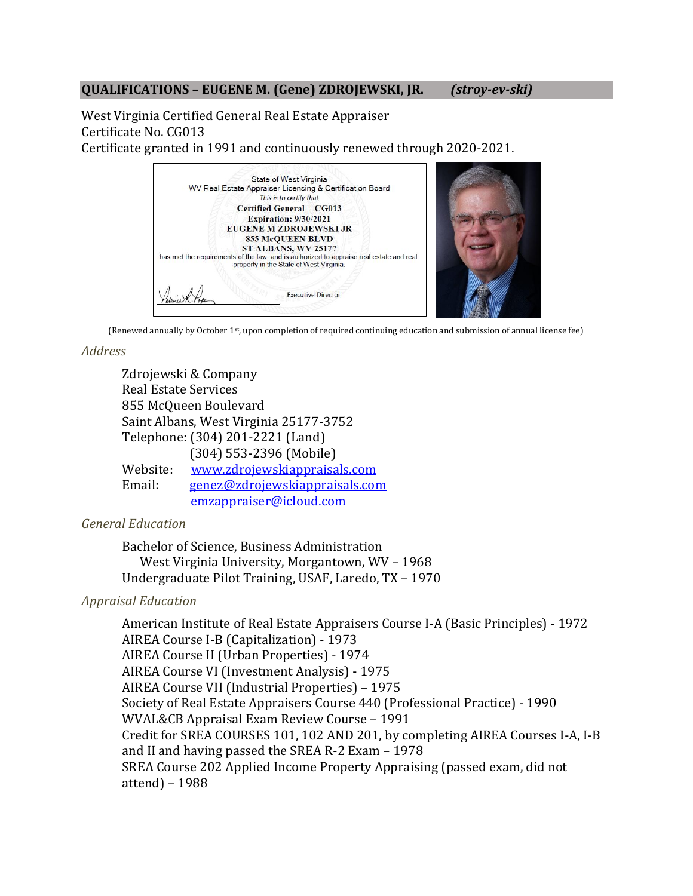## QUALIFICATIONS – EUGENE M. (Gene) ZDROJEWSKI, JR. *(stroy-ev-ski)*

West Virginia Certified General Real Estate Appraiser
Certificate No. CG013
Certificate granted in 1991 and continuously renewed through 2020-2021.

State of West Virginia
WV Real Estate Appraiser Licensing & Certification Board
*This is to certify that*
**Certified General CG013**
**Expiration: 9/30/2021**
**EUGENE M ZDROJEWSKI JR**
**855 McQUEEN BLVD**
**ST ALBANS, WV 25177**
has met the requirements of the law, and is authorized to appraise real estate and real property in the State of West Virginia.

Executive Director

(Renewed annually by October 1st, upon completion of required continuing education and submission of annual license fee)

### *Address*

Zdrojewski & Company
Real Estate Services
855 McQueen Boulevard
Saint Albans, West Virginia 25177-3752
Telephone: (304) 201-2221 (Land)
(304) 553-2396 (Mobile)
Website: [www.zdrojewskiappraisals.com](http://www.zdrojewskiappraisals.com)
Email: [genez@zdrojewskiappraisals.com](mailto:genez@zdrojewskiappraisals.com)
[emzappraiser@icloud.com](mailto:emzappraiser@icloud.com)

### *General Education*

Bachelor of Science, Business Administration
West Virginia University, Morgantown, WV – 1968
Undergraduate Pilot Training, USAF, Laredo, TX – 1970

### *Appraisal Education*

American Institute of Real Estate Appraisers Course I-A (Basic Principles) - 1972
AIREA Course I-B (Capitalization) - 1973
AIREA Course II (Urban Properties) - 1974
AIREA Course VI (Investment Analysis) - 1975
AIREA Course VII (Industrial Properties) – 1975
Society of Real Estate Appraisers Course 440 (Professional Practice) - 1990
WVAL&CB Appraisal Exam Review Course – 1991
Credit for SREA COURSES 101, 102 AND 201, by completing AIREA Courses I-A, I-B and II and having passed the SREA R-2 Exam – 1978
SREA Course 202 Applied Income Property Appraising (passed exam, did not attend) – 1988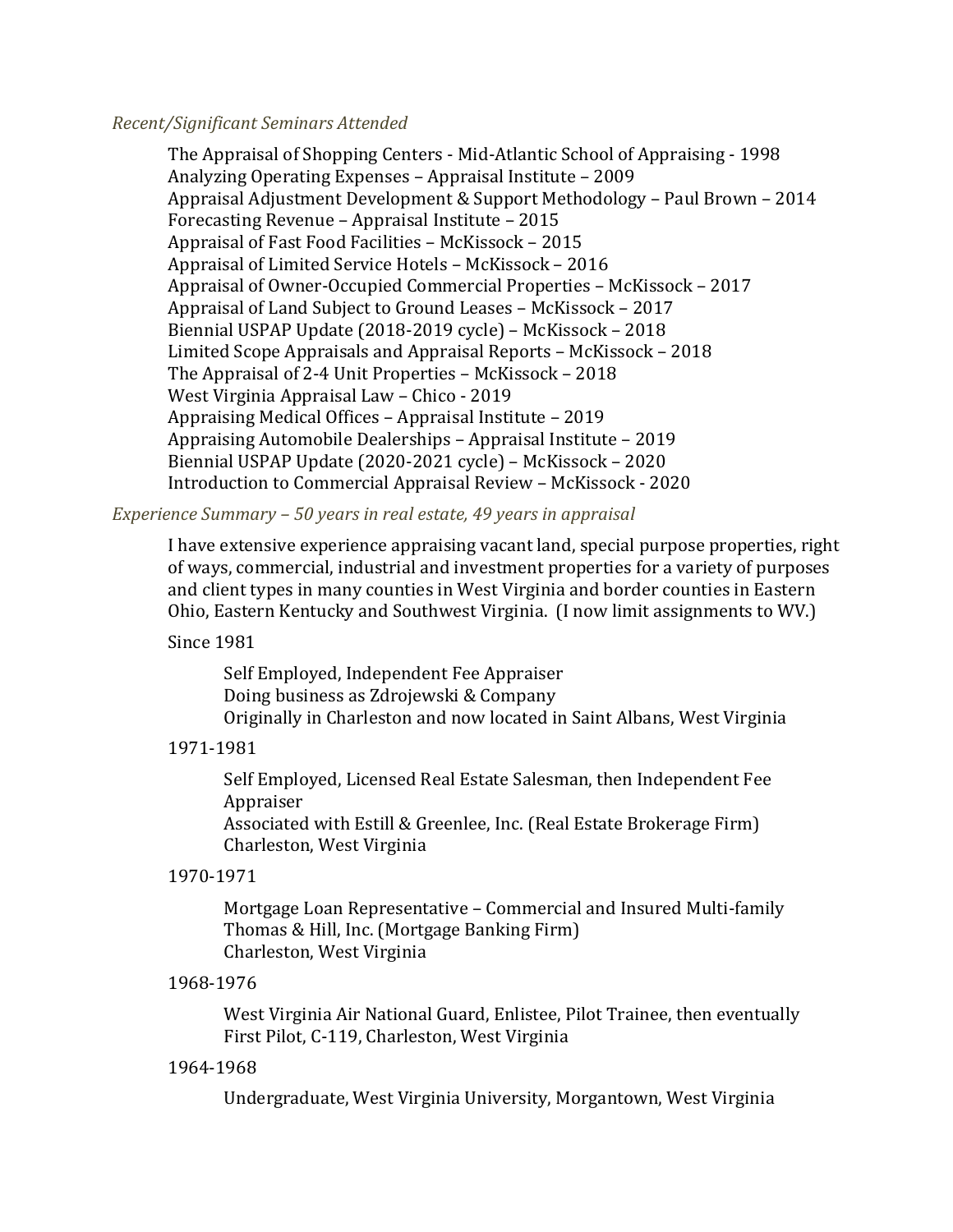*Recent/Significant Seminars Attended*

The Appraisal of Shopping Centers - Mid-Atlantic School of Appraising - 1998
Analyzing Operating Expenses – Appraisal Institute – 2009
Appraisal Adjustment Development & Support Methodology – Paul Brown – 2014
Forecasting Revenue – Appraisal Institute – 2015
Appraisal of Fast Food Facilities – McKissock – 2015
Appraisal of Limited Service Hotels – McKissock – 2016
Appraisal of Owner-Occupied Commercial Properties – McKissock – 2017
Appraisal of Land Subject to Ground Leases – McKissock – 2017
Biennial USPAP Update (2018-2019 cycle) – McKissock – 2018
Limited Scope Appraisals and Appraisal Reports – McKissock – 2018
The Appraisal of 2-4 Unit Properties – McKissock – 2018
West Virginia Appraisal Law – Chico - 2019
Appraising Medical Offices – Appraisal Institute – 2019
Appraising Automobile Dealerships – Appraisal Institute – 2019
Biennial USPAP Update (2020-2021 cycle) – McKissock – 2020
Introduction to Commercial Appraisal Review – McKissock - 2020

*Experience Summary – 50 years in real estate, 49 years in appraisal*

I have extensive experience appraising vacant land, special purpose properties, right of ways, commercial, industrial and investment properties for a variety of purposes and client types in many counties in West Virginia and border counties in Eastern Ohio, Eastern Kentucky and Southwest Virginia. (I now limit assignments to WV.)

Since 1981

Self Employed, Independent Fee Appraiser
Doing business as Zdrojewski & Company
Originally in Charleston and now located in Saint Albans, West Virginia

1971-1981

Self Employed, Licensed Real Estate Salesman, then Independent Fee Appraiser
Associated with Estill & Greenlee, Inc. (Real Estate Brokerage Firm)
Charleston, West Virginia

1970-1971

Mortgage Loan Representative – Commercial and Insured Multi-family
Thomas & Hill, Inc. (Mortgage Banking Firm)
Charleston, West Virginia

1968-1976

West Virginia Air National Guard, Enlistee, Pilot Trainee, then eventually First Pilot, C-119, Charleston, West Virginia

1964-1968

Undergraduate, West Virginia University, Morgantown, West Virginia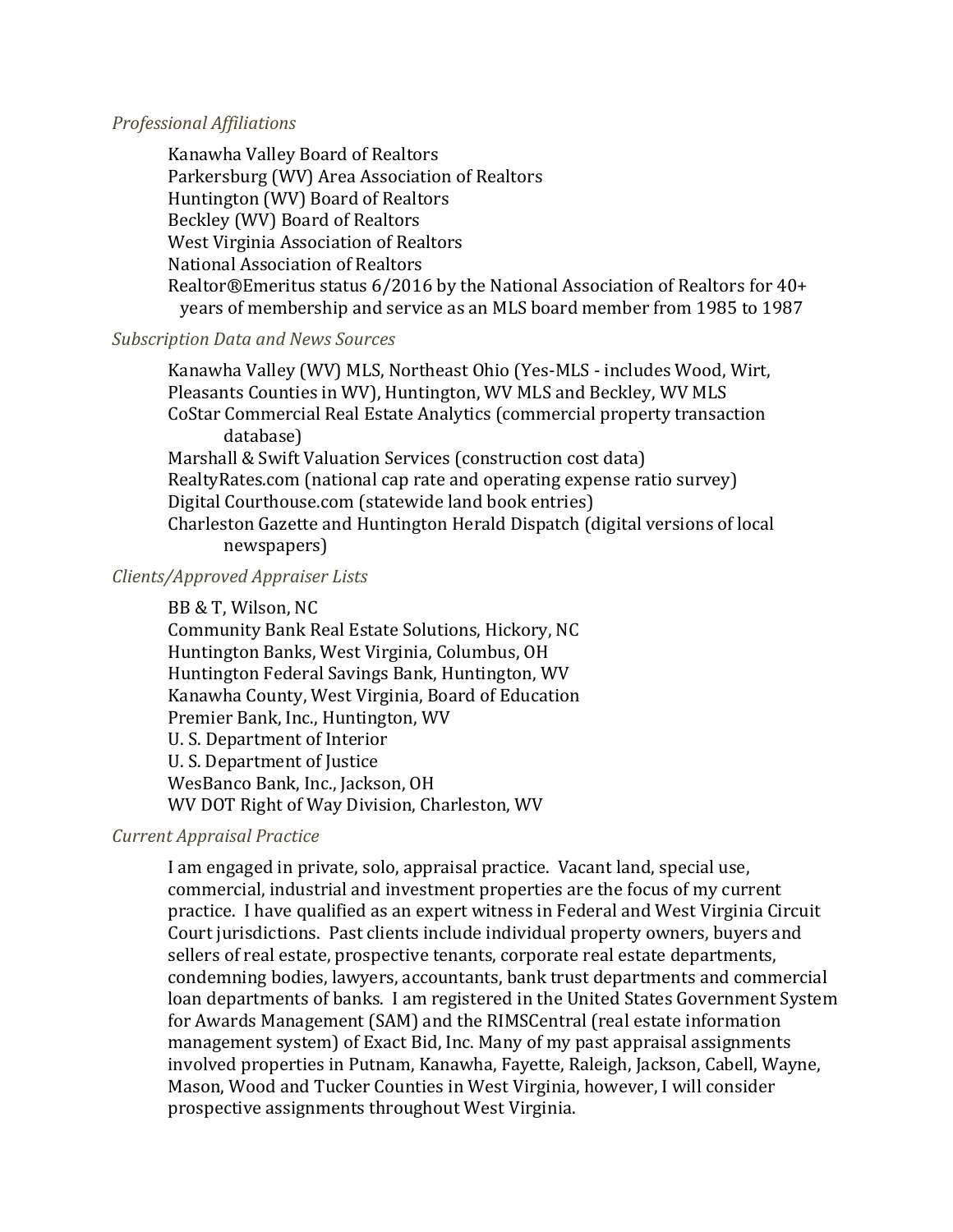*Professional Affiliations*

Kanawha Valley Board of Realtors
Parkersburg (WV) Area Association of Realtors
Huntington (WV) Board of Realtors
Beckley (WV) Board of Realtors
West Virginia Association of Realtors
National Association of Realtors
Realtor®Emeritus status 6/2016 by the National Association of Realtors for 40+ years of membership and service as an MLS board member from 1985 to 1987

*Subscription Data and News Sources*

Kanawha Valley (WV) MLS, Northeast Ohio (Yes-MLS - includes Wood, Wirt, Pleasants Counties in WV), Huntington, WV MLS and Beckley, WV MLS
CoStar Commercial Real Estate Analytics (commercial property transaction database)
Marshall & Swift Valuation Services (construction cost data)
RealtyRates.com (national cap rate and operating expense ratio survey)
Digital Courthouse.com (statewide land book entries)
Charleston Gazette and Huntington Herald Dispatch (digital versions of local newspapers)

*Clients/Approved Appraiser Lists*

BB & T, Wilson, NC
Community Bank Real Estate Solutions, Hickory, NC
Huntington Banks, West Virginia, Columbus, OH
Huntington Federal Savings Bank, Huntington, WV
Kanawha County, West Virginia, Board of Education
Premier Bank, Inc., Huntington, WV
U. S. Department of Interior
U. S. Department of Justice
WesBanco Bank, Inc., Jackson, OH
WV DOT Right of Way Division, Charleston, WV

*Current Appraisal Practice*

I am engaged in private, solo, appraisal practice. Vacant land, special use, commercial, industrial and investment properties are the focus of my current practice. I have qualified as an expert witness in Federal and West Virginia Circuit Court jurisdictions. Past clients include individual property owners, buyers and sellers of real estate, prospective tenants, corporate real estate departments, condemning bodies, lawyers, accountants, bank trust departments and commercial loan departments of banks. I am registered in the United States Government System for Awards Management (SAM) and the RIMSCentral (real estate information management system) of Exact Bid, Inc. Many of my past appraisal assignments involved properties in Putnam, Kanawha, Fayette, Raleigh, Jackson, Cabell, Wayne, Mason, Wood and Tucker Counties in West Virginia, however, I will consider prospective assignments throughout West Virginia.